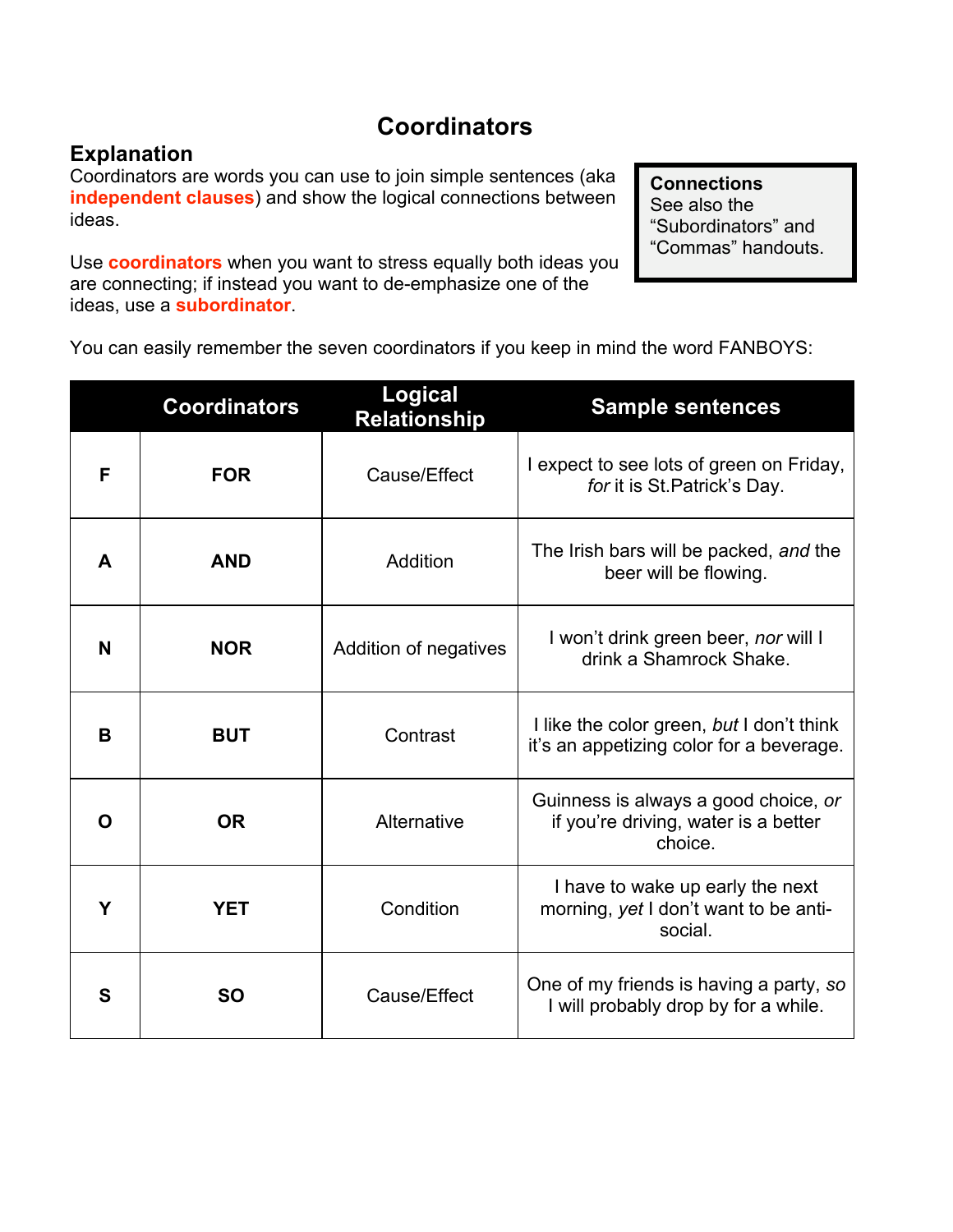# Coordinators

## Explanation

Coordinators are words you can use to join simple sentences (aka **independent clauses**) and show the logical connections between ideas.

Use **coordinators** when you want to stress equally both ideas you are connecting; if instead you want to de-emphasize one of the ideas, use a **subordinator**.

> **Connections**
> See also the "Subordinators" and "Commas" handouts.

You can easily remember the seven coordinators if you keep in mind the word FANBOYS:

| | Coordinators | Logical Relationship | Sample sentences |
|---|---|---|---|
| **F** | **FOR** | Cause/Effect | I expect to see lots of green on Friday, *for* it is St.Patrick's Day. |
| **A** | **AND** | Addition | The Irish bars will be packed, *and* the beer will be flowing. |
| **N** | **NOR** | Addition of negatives | I won't drink green beer, *nor* will I drink a Shamrock Shake. |
| **B** | **BUT** | Contrast | I like the color green, *but* I don't think it's an appetizing color for a beverage. |
| **O** | **OR** | Alternative | Guinness is always a good choice, *or* if you're driving, water is a better choice. |
| **Y** | **YET** | Condition | I have to wake up early the next morning, *yet* I don't want to be anti-social. |
| **S** | **SO** | Cause/Effect | One of my friends is having a party, *so* I will probably drop by for a while. |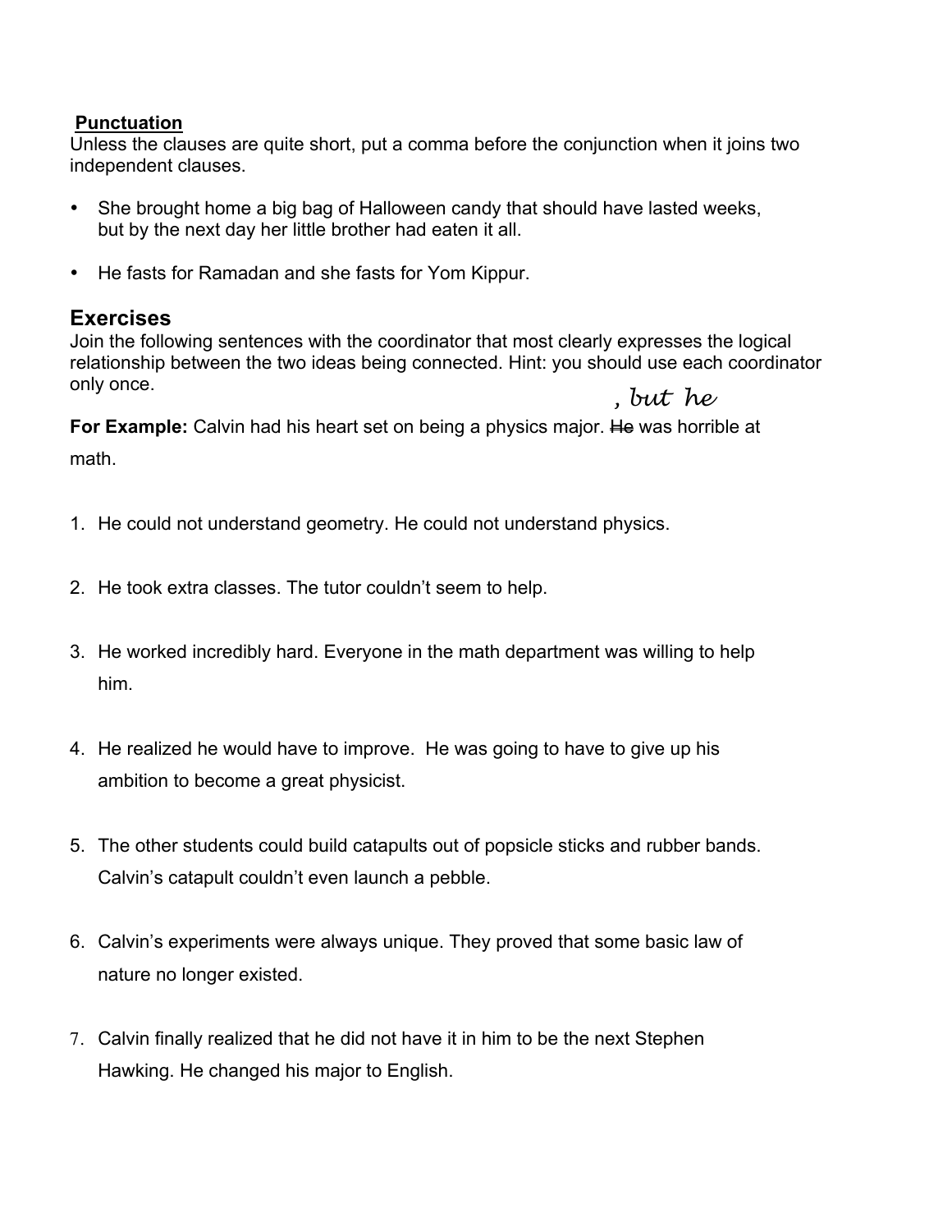**Punctuation**

Unless the clauses are quite short, put a comma before the conjunction when it joins two independent clauses.

- She brought home a big bag of Halloween candy that should have lasted weeks, but by the next day her little brother had eaten it all.
- He fasts for Ramadan and she fasts for Yom Kippur.

## Exercises

Join the following sentences with the coordinator that most clearly expresses the logical relationship between the two ideas being connected. Hint: you should use each coordinator only once.

, but he

**For Example:** Calvin had his heart set on being a physics major. ~~He~~ was horrible at math.

1. He could not understand geometry. He could not understand physics.
2. He took extra classes. The tutor couldn't seem to help.
3. He worked incredibly hard. Everyone in the math department was willing to help him.
4. He realized he would have to improve. He was going to have to give up his ambition to become a great physicist.
5. The other students could build catapults out of popsicle sticks and rubber bands. Calvin's catapult couldn't even launch a pebble.
6. Calvin's experiments were always unique. They proved that some basic law of nature no longer existed.
7. Calvin finally realized that he did not have it in him to be the next Stephen Hawking. He changed his major to English.